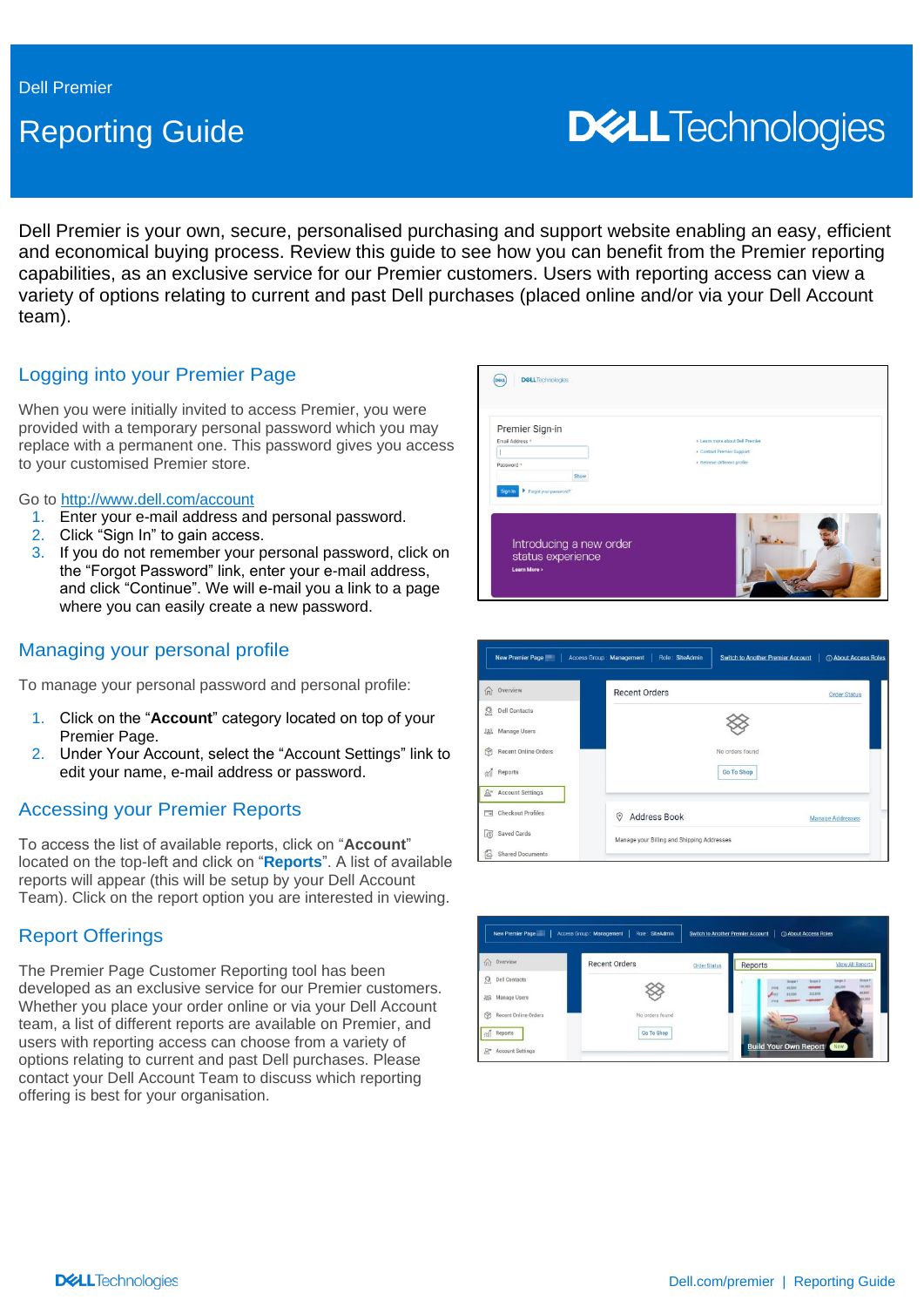Dell Premier

# Reporting Guide

Dell Premier is your own, secure, personalised purchasing and support website enabling an easy, efficient and economical buying process. Review this guide to see how you can benefit from the Premier reporting capabilities, as an exclusive service for our Premier customers. Users with reporting access can view a variety of options relating to current and past Dell purchases (placed online and/or via your Dell Account team).

## Logging into your Premier Page

When you were initially invited to access Premier, you were provided with a temporary personal password which you may replace with a permanent one. This password gives you access to your customised Premier store.

Go to http://www.dell.com/account

1. Enter your e-mail address and personal password.
2. Click "Sign In" to gain access.
3. If you do not remember your personal password, click on the "Forgot Password" link, enter your e-mail address, and click "Continue". We will e-mail you a link to a page where you can easily create a new password.

## Managing your personal profile

To manage your personal password and personal profile:

1. Click on the "**Account**" category located on top of your Premier Page.
2. Under Your Account, select the "Account Settings" link to edit your name, e-mail address or password.

## Accessing your Premier Reports

To access the list of available reports, click on "**Account**" located on the top-left and click on "**Reports**". A list of available reports will appear (this will be setup by your Dell Account Team). Click on the report option you are interested in viewing.

## Report Offerings

The Premier Page Customer Reporting tool has been developed as an exclusive service for our Premier customers. Whether you place your order online or via your Dell Account team, a list of different reports are available on Premier, and users with reporting access can choose from a variety of options relating to current and past Dell purchases. Please contact your Dell Account Team to discuss which reporting offering is best for your organisation.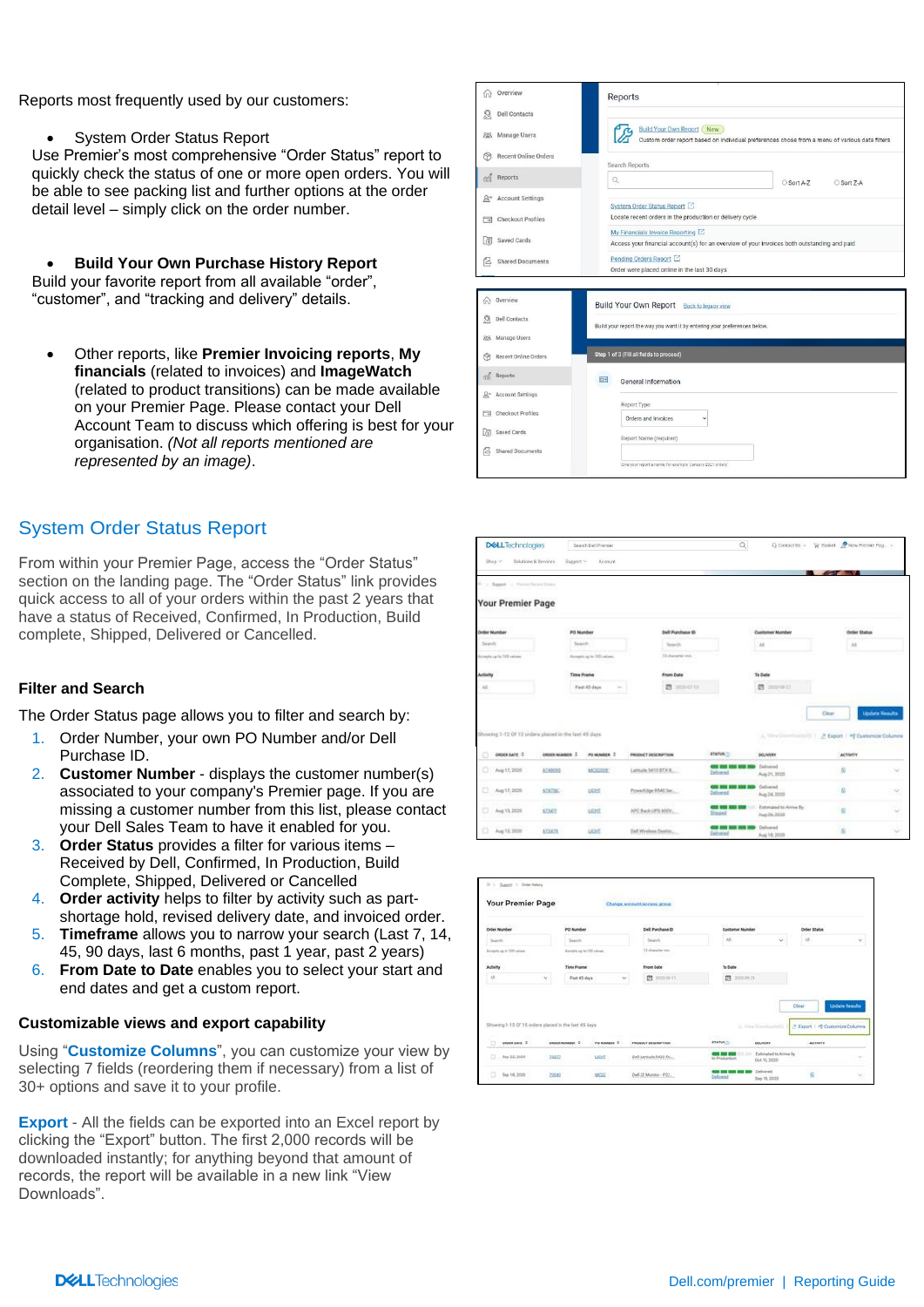Reports most frequently used by our customers:

- System Order Status Report

Use Premier's most comprehensive "Order Status" report to quickly check the status of one or more open orders. You will be able to see packing list and further options at the order detail level – simply click on the order number.

- **Build Your Own Purchase History Report**

Build your favorite report from all available "order", "customer", and "tracking and delivery" details.

- Other reports, like **Premier Invoicing reports**, **My financials** (related to invoices) and **ImageWatch** (related to product transitions) can be made available on your Premier Page. Please contact your Dell Account Team to discuss which offering is best for your organisation. *(Not all reports mentioned are represented by an image)*.

## System Order Status Report

From within your Premier Page, access the "Order Status" section on the landing page. The "Order Status" link provides quick access to all of your orders within the past 2 years that have a status of Received, Confirmed, In Production, Build complete, Shipped, Delivered or Cancelled.

### Filter and Search

The Order Status page allows you to filter and search by:

1. Order Number, your own PO Number and/or Dell Purchase ID.
2. **Customer Number** - displays the customer number(s) associated to your company's Premier page. If you are missing a customer number from this list, please contact your Dell Sales Team to have it enabled for you.
3. **Order Status** provides a filter for various items – Received by Dell, Confirmed, In Production, Build Complete, Shipped, Delivered or Cancelled
4. **Order activity** helps to filter by activity such as part-shortage hold, revised delivery date, and invoiced order.
5. **Timeframe** allows you to narrow your search (Last 7, 14, 45, 90 days, last 6 months, past 1 year, past 2 years)
6. **From Date to Date** enables you to select your start and end dates and get a custom report.

### Customizable views and export capability

Using "**Customize Columns**", you can customize your view by selecting 7 fields (reordering them if necessary) from a list of 30+ options and save it to your profile.

**Export** - All the fields can be exported into an Excel report by clicking the "Export" button. The first 2,000 records will be downloaded instantly; for anything beyond that amount of records, the report will be available in a new link "View Downloads".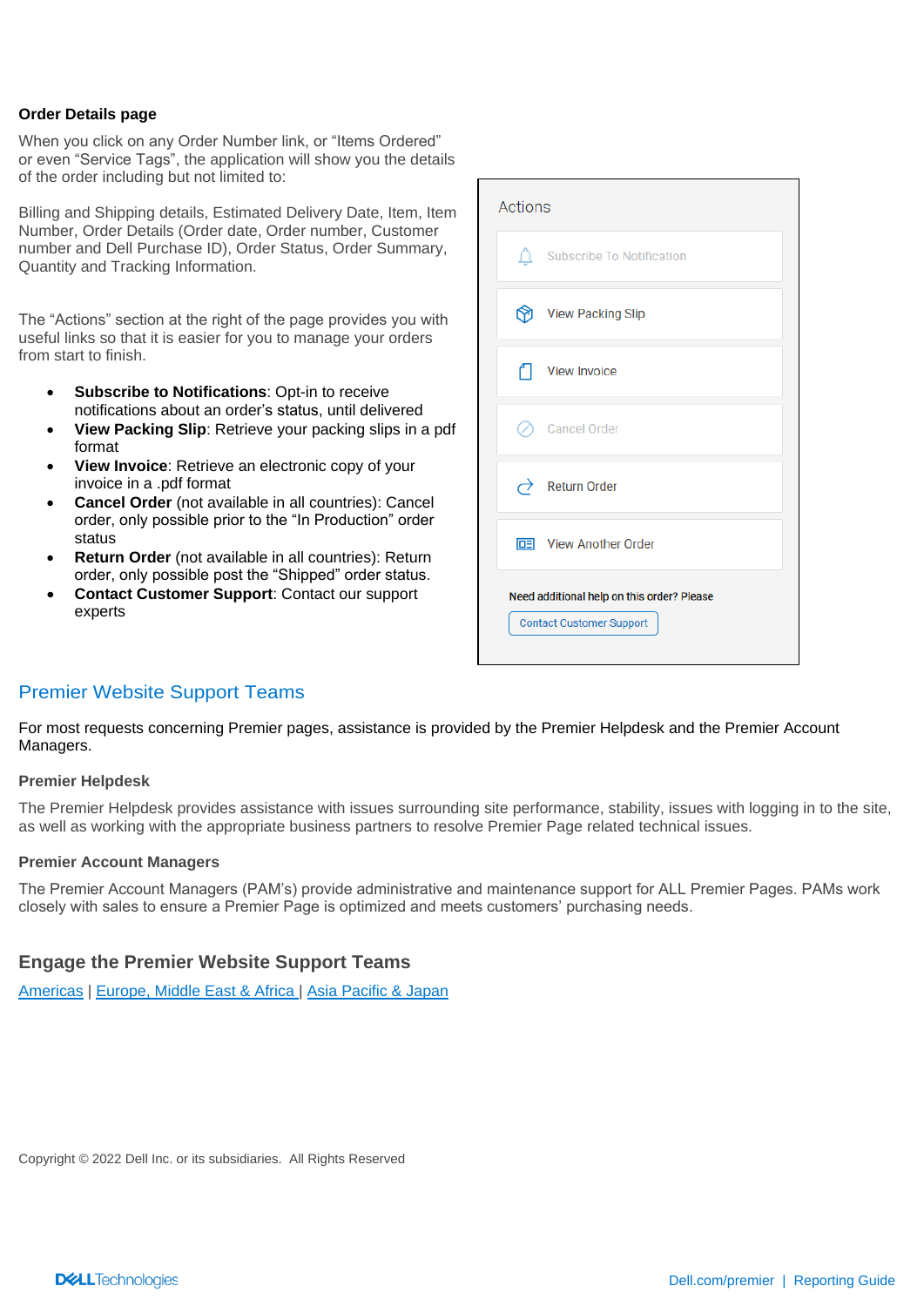**Order Details page**

When you click on any Order Number link, or “Items Ordered” or even “Service Tags”, the application will show you the details of the order including but not limited to:

Billing and Shipping details, Estimated Delivery Date, Item, Item Number, Order Details (Order date, Order number, Customer number and Dell Purchase ID), Order Status, Order Summary, Quantity and Tracking Information.

The “Actions” section at the right of the page provides you with useful links so that it is easier for you to manage your orders from start to finish.

- **Subscribe to Notifications**: Opt-in to receive notifications about an order’s status, until delivered
- **View Packing Slip**: Retrieve your packing slips in a pdf format
- **View Invoice**: Retrieve an electronic copy of your invoice in a .pdf format
- **Cancel Order** (not available in all countries): Cancel order, only possible prior to the “In Production” order status
- **Return Order** (not available in all countries): Return order, only possible post the “Shipped” order status.
- **Contact Customer Support**: Contact our support experts

Actions

Subscribe To Notification

View Packing Slip

View Invoice

Cancel Order

Return Order

View Another Order

Need additional help on this order? Please

Contact Customer Support

## Premier Website Support Teams

For most requests concerning Premier pages, assistance is provided by the Premier Helpdesk and the Premier Account Managers.

**Premier Helpdesk**

The Premier Helpdesk provides assistance with issues surrounding site performance, stability, issues with logging in to the site, as well as working with the appropriate business partners to resolve Premier Page related technical issues.

**Premier Account Managers**

The Premier Account Managers (PAM’s) provide administrative and maintenance support for ALL Premier Pages. PAMs work closely with sales to ensure a Premier Page is optimized and meets customers’ purchasing needs.

### Engage the Premier Website Support Teams

Americas | Europe, Middle East & Africa | Asia Pacific & Japan

Copyright © 2022 Dell Inc. or its subsidiaries. All Rights Reserved